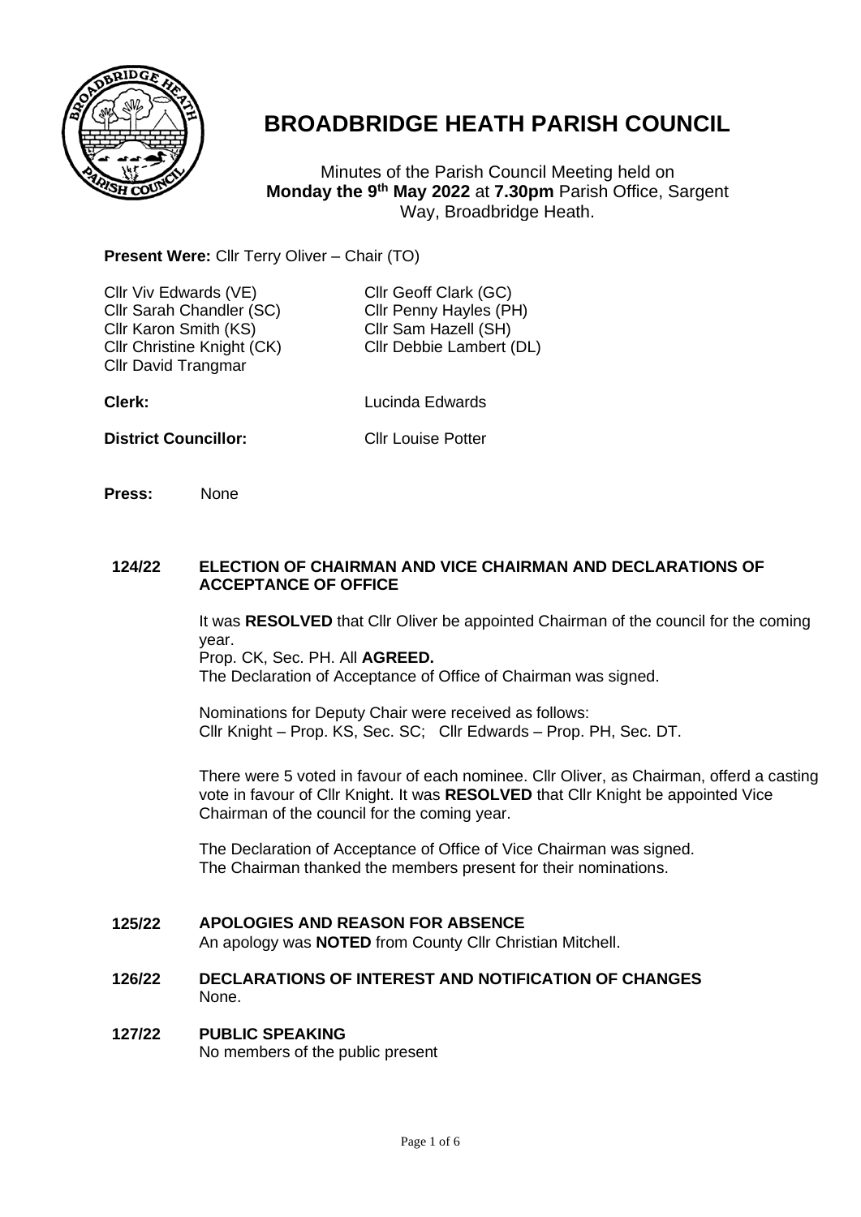# BROADBRIDGE HEATH PARISH COUNCIL

Minutes of the Parish Council Meeting held on **Monday the 9th May 2022** at **7.30pm** Parish Office, Sargent Way, Broadbridge Heath.

**Present Were:** Cllr Terry Oliver – Chair (TO)

Cllr Viv Edwards (VE)
Cllr Sarah Chandler (SC)
Cllr Karon Smith (KS)
Cllr Christine Knight (CK)
Cllr David Trangmar
Cllr Geoff Clark (GC)
Cllr Penny Hayles (PH)
Cllr Sam Hazell (SH)
Cllr Debbie Lambert (DL)

**Clerk:** Lucinda Edwards

**District Councillor:** Cllr Louise Potter

**Press:** None

**124/22 ELECTION OF CHAIRMAN AND VICE CHAIRMAN AND DECLARATIONS OF ACCEPTANCE OF OFFICE**

It was **RESOLVED** that Cllr Oliver be appointed Chairman of the council for the coming year.
Prop. CK, Sec. PH. All **AGREED.**
The Declaration of Acceptance of Office of Chairman was signed.

Nominations for Deputy Chair were received as follows:
Cllr Knight – Prop. KS, Sec. SC; Cllr Edwards – Prop. PH, Sec. DT.

There were 5 voted in favour of each nominee. Cllr Oliver, as Chairman, offerd a casting vote in favour of Cllr Knight. It was **RESOLVED** that Cllr Knight be appointed Vice Chairman of the council for the coming year.

The Declaration of Acceptance of Office of Vice Chairman was signed.
The Chairman thanked the members present for their nominations.

**125/22 APOLOGIES AND REASON FOR ABSENCE**
An apology was **NOTED** from County Cllr Christian Mitchell.

**126/22 DECLARATIONS OF INTEREST AND NOTIFICATION OF CHANGES**
None.

**127/22 PUBLIC SPEAKING**
No members of the public present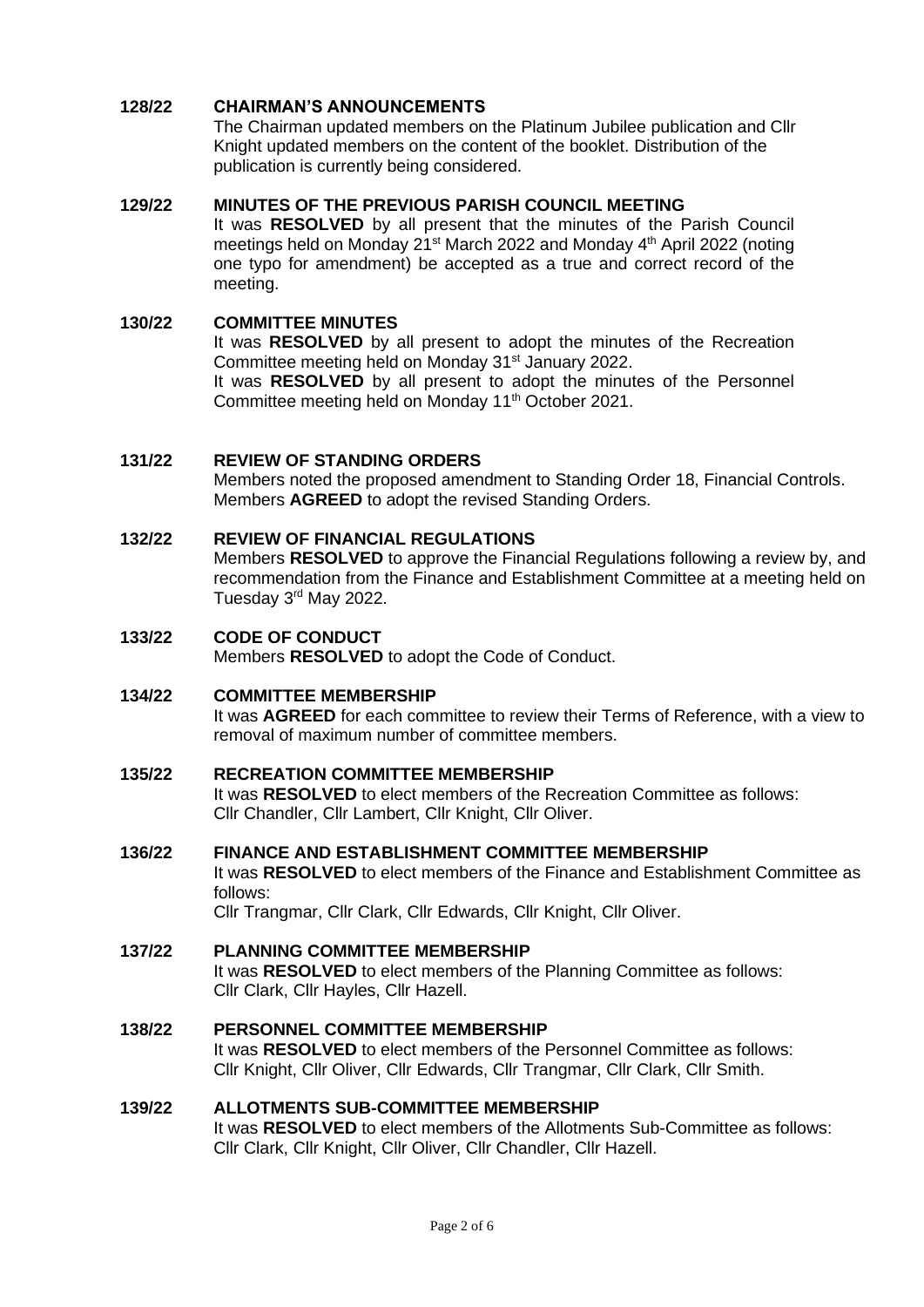**128/22 CHAIRMAN'S ANNOUNCEMENTS**

The Chairman updated members on the Platinum Jubilee publication and Cllr Knight updated members on the content of the booklet. Distribution of the publication is currently being considered.

**129/22 MINUTES OF THE PREVIOUS PARISH COUNCIL MEETING**

It was **RESOLVED** by all present that the minutes of the Parish Council meetings held on Monday 21st March 2022 and Monday 4th April 2022 (noting one typo for amendment) be accepted as a true and correct record of the meeting.

**130/22 COMMITTEE MINUTES**

It was **RESOLVED** by all present to adopt the minutes of the Recreation Committee meeting held on Monday 31st January 2022.

It was **RESOLVED** by all present to adopt the minutes of the Personnel Committee meeting held on Monday 11th October 2021.

**131/22 REVIEW OF STANDING ORDERS**

Members noted the proposed amendment to Standing Order 18, Financial Controls. Members **AGREED** to adopt the revised Standing Orders.

**132/22 REVIEW OF FINANCIAL REGULATIONS**

Members **RESOLVED** to approve the Financial Regulations following a review by, and recommendation from the Finance and Establishment Committee at a meeting held on Tuesday 3rd May 2022.

**133/22 CODE OF CONDUCT**

Members **RESOLVED** to adopt the Code of Conduct.

**134/22 COMMITTEE MEMBERSHIP**

It was **AGREED** for each committee to review their Terms of Reference, with a view to removal of maximum number of committee members.

**135/22 RECREATION COMMITTEE MEMBERSHIP**

It was **RESOLVED** to elect members of the Recreation Committee as follows:
Cllr Chandler, Cllr Lambert, Cllr Knight, Cllr Oliver.

**136/22 FINANCE AND ESTABLISHMENT COMMITTEE MEMBERSHIP**

It was **RESOLVED** to elect members of the Finance and Establishment Committee as follows:
Cllr Trangmar, Cllr Clark, Cllr Edwards, Cllr Knight, Cllr Oliver.

**137/22 PLANNING COMMITTEE MEMBERSHIP**

It was **RESOLVED** to elect members of the Planning Committee as follows:
Cllr Clark, Cllr Hayles, Cllr Hazell.

**138/22 PERSONNEL COMMITTEE MEMBERSHIP**

It was **RESOLVED** to elect members of the Personnel Committee as follows:
Cllr Knight, Cllr Oliver, Cllr Edwards, Cllr Trangmar, Cllr Clark, Cllr Smith.

**139/22 ALLOTMENTS SUB-COMMITTEE MEMBERSHIP**

It was **RESOLVED** to elect members of the Allotments Sub-Committee as follows:
Cllr Clark, Cllr Knight, Cllr Oliver, Cllr Chandler, Cllr Hazell.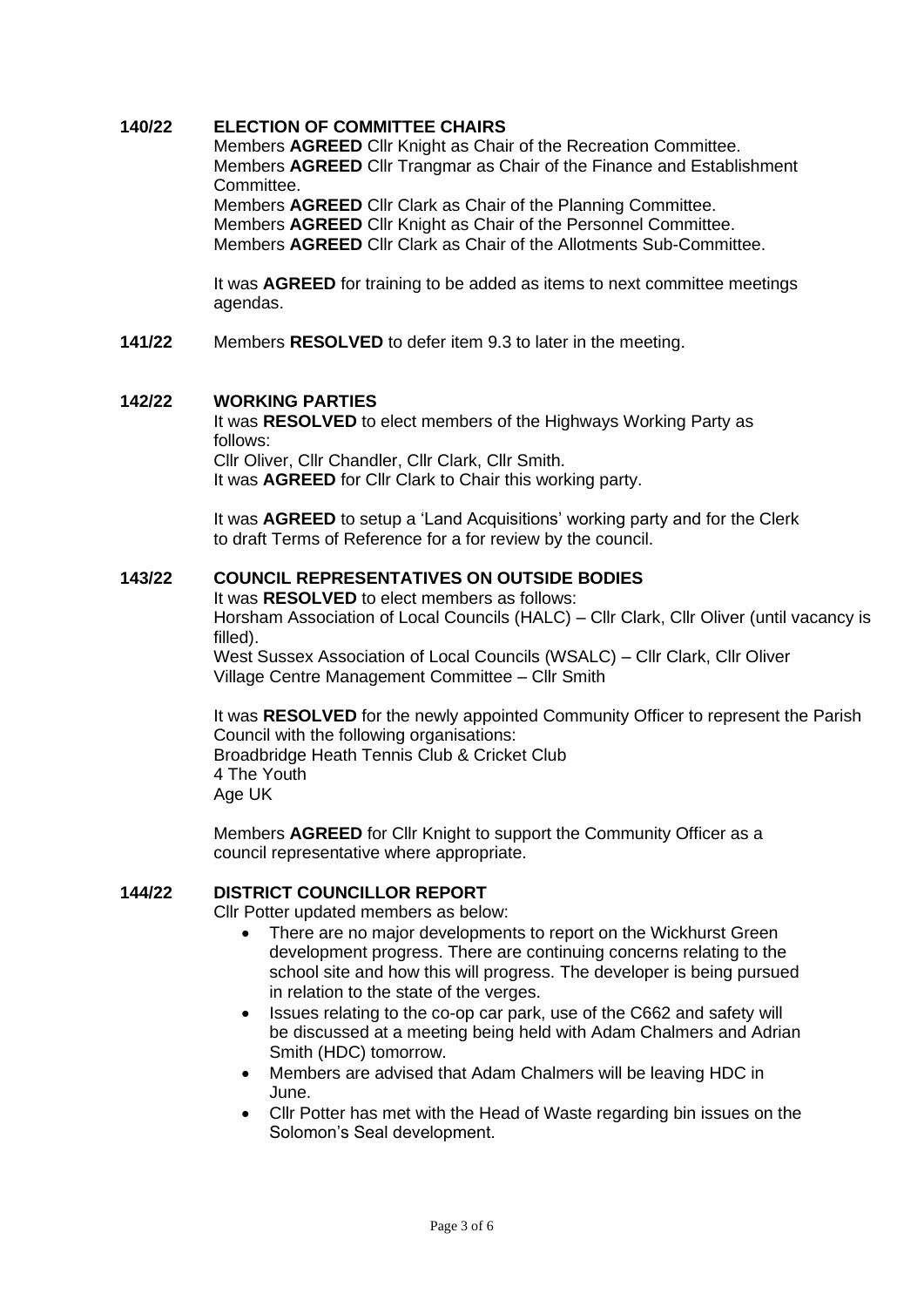**140/22 ELECTION OF COMMITTEE CHAIRS**

Members **AGREED** Cllr Knight as Chair of the Recreation Committee.
Members **AGREED** Cllr Trangmar as Chair of the Finance and Establishment Committee.
Members **AGREED** Cllr Clark as Chair of the Planning Committee.
Members **AGREED** Cllr Knight as Chair of the Personnel Committee.
Members **AGREED** Cllr Clark as Chair of the Allotments Sub-Committee.

It was **AGREED** for training to be added as items to next committee meetings agendas.

**141/22** Members **RESOLVED** to defer item 9.3 to later in the meeting.

**142/22 WORKING PARTIES**

It was **RESOLVED** to elect members of the Highways Working Party as follows:
Cllr Oliver, Cllr Chandler, Cllr Clark, Cllr Smith.
It was **AGREED** for Cllr Clark to Chair this working party.

It was **AGREED** to setup a 'Land Acquisitions' working party and for the Clerk to draft Terms of Reference for a for review by the council.

**143/22 COUNCIL REPRESENTATIVES ON OUTSIDE BODIES**

It was **RESOLVED** to elect members as follows:
Horsham Association of Local Councils (HALC) – Cllr Clark, Cllr Oliver (until vacancy is filled).
West Sussex Association of Local Councils (WSALC) – Cllr Clark, Cllr Oliver
Village Centre Management Committee – Cllr Smith

It was **RESOLVED** for the newly appointed Community Officer to represent the Parish Council with the following organisations:
Broadbridge Heath Tennis Club & Cricket Club
4 The Youth
Age UK

Members **AGREED** for Cllr Knight to support the Community Officer as a council representative where appropriate.

**144/22 DISTRICT COUNCILLOR REPORT**

Cllr Potter updated members as below:

- There are no major developments to report on the Wickhurst Green development progress. There are continuing concerns relating to the school site and how this will progress. The developer is being pursued in relation to the state of the verges.
- Issues relating to the co-op car park, use of the C662 and safety will be discussed at a meeting being held with Adam Chalmers and Adrian Smith (HDC) tomorrow.
- Members are advised that Adam Chalmers will be leaving HDC in June.
- Cllr Potter has met with the Head of Waste regarding bin issues on the Solomon's Seal development.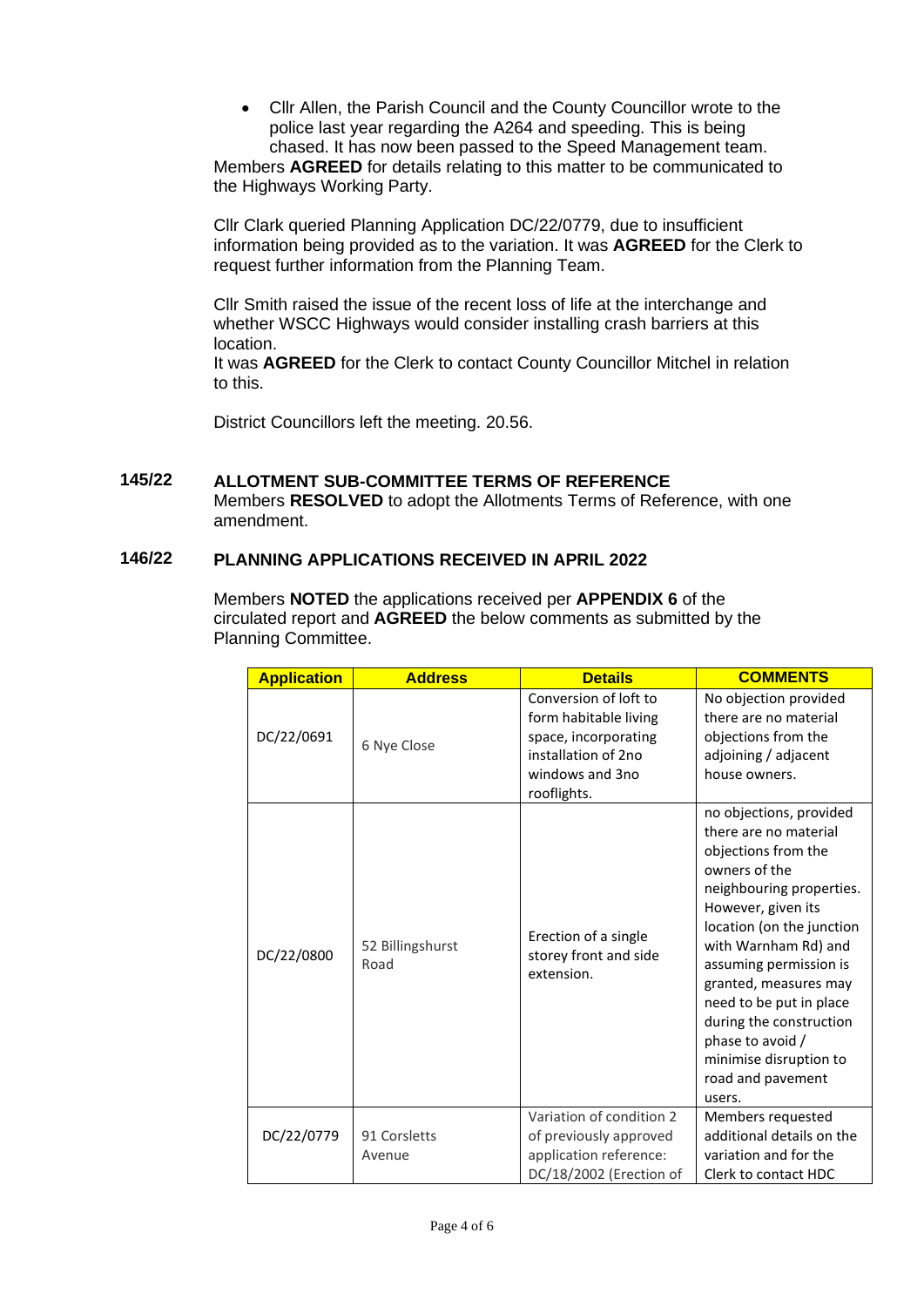- Cllr Allen, the Parish Council and the County Councillor wrote to the police last year regarding the A264 and speeding. This is being chased. It has now been passed to the Speed Management team.

Members **AGREED** for details relating to this matter to be communicated to the Highways Working Party.

Cllr Clark queried Planning Application DC/22/0779, due to insufficient information being provided as to the variation. It was **AGREED** for the Clerk to request further information from the Planning Team.

Cllr Smith raised the issue of the recent loss of life at the interchange and whether WSCC Highways would consider installing crash barriers at this location.
It was **AGREED** for the Clerk to contact County Councillor Mitchel in relation to this.

District Councillors left the meeting. 20.56.

## 145/22 ALLOTMENT SUB-COMMITTEE TERMS OF REFERENCE

Members **RESOLVED** to adopt the Allotments Terms of Reference, with one amendment.

## 146/22 PLANNING APPLICATIONS RECEIVED IN APRIL 2022

Members **NOTED** the applications received per **APPENDIX 6** of the circulated report and **AGREED** the below comments as submitted by the Planning Committee.

| Application | Address | Details | COMMENTS |
|---|---|---|---|
| DC/22/0691 | 6 Nye Close | Conversion of loft to form habitable living space, incorporating installation of 2no windows and 3no rooflights. | No objection provided there are no material objections from the adjoining / adjacent house owners. |
| DC/22/0800 | 52 Billingshurst Road | Erection of a single storey front and side extension. | no objections, provided there are no material objections from the owners of the neighbouring properties. However, given its location (on the junction with Warnham Rd) and assuming permission is granted, measures may need to be put in place during the construction phase to avoid / minimise disruption to road and pavement users. |
| DC/22/0779 | 91 Corsletts Avenue | Variation of condition 2 of previously approved application reference: DC/18/2002 (Erection of | Members requested additional details on the variation and for the Clerk to contact HDC |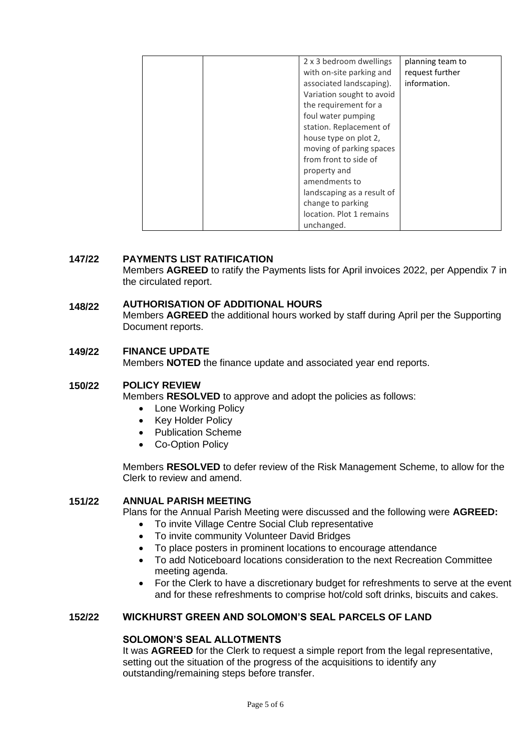| | | 2 x 3 bedroom dwellings with on-site parking and associated landscaping). Variation sought to avoid the requirement for a foul water pumping station. Replacement of house type on plot 2, moving of parking spaces from front to side of property and amendments to landscaping as a result of change to parking location. Plot 1 remains unchanged. | planning team to request further information. |
|---|---|---|---|

**147/22 PAYMENTS LIST RATIFICATION**

Members **AGREED** to ratify the Payments lists for April invoices 2022, per Appendix 7 in the circulated report.

**148/22 AUTHORISATION OF ADDITIONAL HOURS**

Members **AGREED** the additional hours worked by staff during April per the Supporting Document reports.

**149/22 FINANCE UPDATE**

Members **NOTED** the finance update and associated year end reports.

**150/22 POLICY REVIEW**

Members **RESOLVED** to approve and adopt the policies as follows:

- Lone Working Policy
- Key Holder Policy
- Publication Scheme
- Co-Option Policy

Members **RESOLVED** to defer review of the Risk Management Scheme, to allow for the Clerk to review and amend.

**151/22 ANNUAL PARISH MEETING**

Plans for the Annual Parish Meeting were discussed and the following were **AGREED:**

- To invite Village Centre Social Club representative
- To invite community Volunteer David Bridges
- To place posters in prominent locations to encourage attendance
- To add Noticeboard locations consideration to the next Recreation Committee meeting agenda.
- For the Clerk to have a discretionary budget for refreshments to serve at the event and for these refreshments to comprise hot/cold soft drinks, biscuits and cakes.

**152/22 WICKHURST GREEN AND SOLOMON'S SEAL PARCELS OF LAND**

**SOLOMON'S SEAL ALLOTMENTS**

It was **AGREED** for the Clerk to request a simple report from the legal representative, setting out the situation of the progress of the acquisitions to identify any outstanding/remaining steps before transfer.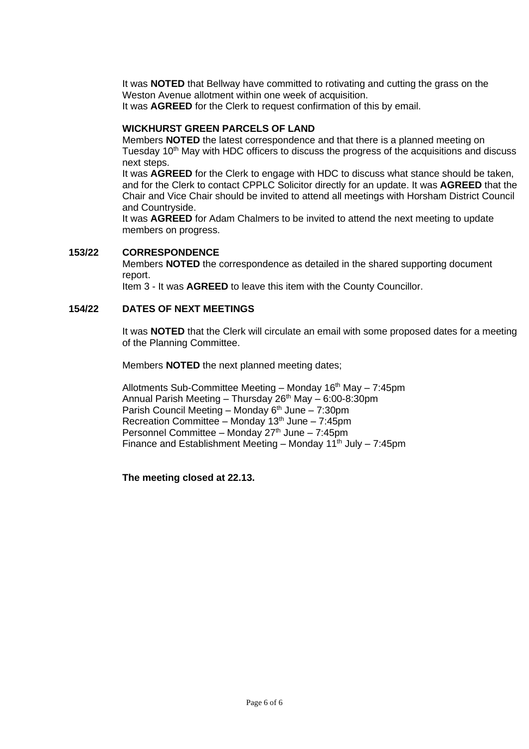It was **NOTED** that Bellway have committed to rotivating and cutting the grass on the Weston Avenue allotment within one week of acquisition.
It was **AGREED** for the Clerk to request confirmation of this by email.

**WICKHURST GREEN PARCELS OF LAND**

Members **NOTED** the latest correspondence and that there is a planned meeting on Tuesday 10th May with HDC officers to discuss the progress of the acquisitions and discuss next steps.
It was **AGREED** for the Clerk to engage with HDC to discuss what stance should be taken, and for the Clerk to contact CPPLC Solicitor directly for an update. It was **AGREED** that the Chair and Vice Chair should be invited to attend all meetings with Horsham District Council and Countryside.
It was **AGREED** for Adam Chalmers to be invited to attend the next meeting to update members on progress.

**153/22 CORRESPONDENCE**

Members **NOTED** the correspondence as detailed in the shared supporting document report.
Item 3 - It was **AGREED** to leave this item with the County Councillor.

**154/22 DATES OF NEXT MEETINGS**

It was **NOTED** that the Clerk will circulate an email with some proposed dates for a meeting of the Planning Committee.

Members **NOTED** the next planned meeting dates;

Allotments Sub-Committee Meeting – Monday 16th May – 7:45pm
Annual Parish Meeting – Thursday 26th May – 6:00-8:30pm
Parish Council Meeting – Monday 6th June – 7:30pm
Recreation Committee – Monday 13th June – 7:45pm
Personnel Committee – Monday 27th June – 7:45pm
Finance and Establishment Meeting – Monday 11th July – 7:45pm

**The meeting closed at 22.13.**